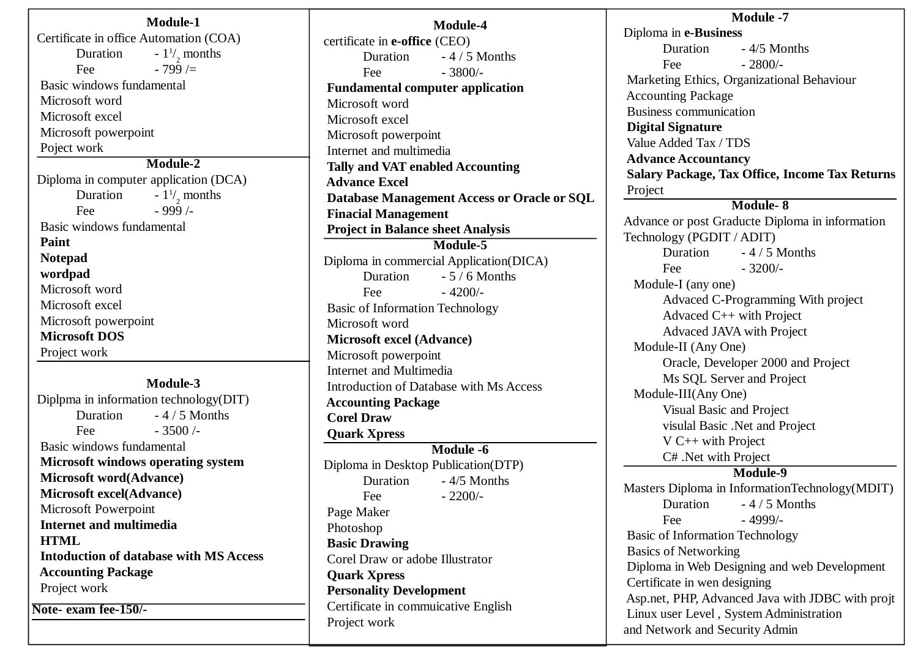**Module-1**

Certificate in office Automation (COA)

Duration - $1^1/_2$ months

Fee - 799 /=

Basic windows fundamental
Microsoft word
Microsoft excel
Microsoft powerpoint
Poject work

**Module-2**

Diploma in computer application (DCA)

Duration - $1^1/_2$ months

Fee - 999 /-

Basic windows fundamental
**Paint**
**Notepad**
**wordpad**
Microsoft word
Microsoft excel
Microsoft powerpoint
**Microsoft DOS**
Project work

**Module-3**

Diplpma in information technology(DIT)

Duration - 4 / 5 Months

Fee - 3500 /-

Basic windows fundamental
**Microsoft windows operating system**
**Microsoft word(Advance)**
**Microsoft excel(Advance)**
Microsoft Powerpoint
**Internet and multimedia**
**HTML**
**Intoduction of database with MS Access**
**Accounting Package**
Project work

**Note- exam fee-150/-**

**Module-4**

certificate in **e-office** (CEO)

Duration - 4 / 5 Months

Fee - 3800/-

**Fundamental computer application**
Microsoft word
Microsoft excel
Microsoft powerpoint
Internet and multimedia
**Tally and VAT enabled Accounting**
**Advance Excel**
**Database Management Access or Oracle or SQL**
**Finacial Management**
**Project in Balance sheet Analysis**

**Module-5**

Diploma in commercial Application(DICA)

Duration - 5 / 6 Months

Fee - 4200/-

Basic of Information Technology
Microsoft word
**Microsoft excel (Advance)**
Microsoft powerpoint
Internet and Multimedia
Introduction of Database with Ms Access
**Accounting Package**
**Corel Draw**
**Quark Xpress**

**Module -6**

Diploma in Desktop Publication(DTP)

Duration - 4/5 Months

Fee - 2200/-

Page Maker
Photoshop
**Basic Drawing**
Corel Draw or adobe Illustrator
**Quark Xpress**
**Personality Development**
Certificate in commuicative English
Project work

**Module -7**

Diploma in **e-Business**

Duration - 4/5 Months

Fee - 2800/-

Marketing Ethics, Organizational Behaviour
Accounting Package
Business communication
**Digital Signature**
Value Added Tax / TDS
**Advance Accountancy**
**Salary Package, Tax Office, Income Tax Returns**
Project

**Module- 8**

Advance or post Graducte Diploma in information Technology (PGDIT / ADIT)

Duration - 4 / 5 Months

Fee - 3200/-

Module-I (any one)
- Advaced C-Programming With project
- Advaced C++ with Project
- Advaced JAVA with Project

Module-II (Any One)
- Oracle, Developer 2000 and Project
- Ms SQL Server and Project

Module-III(Any One)
- Visual Basic and Project
- visulal Basic .Net and Project
- V C++ with Project
- C# .Net with Project

**Module-9**

Masters Diploma in InformationTechnology(MDIT)

Duration - 4 / 5 Months

Fee - 4999/-

Basic of Information Technology
Basics of Networking
Diploma in Web Designing and web Development
Certificate in wen designing
Asp.net, PHP, Advanced Java with JDBC with projt
Linux user Level , System Administration
and Network and Security Admin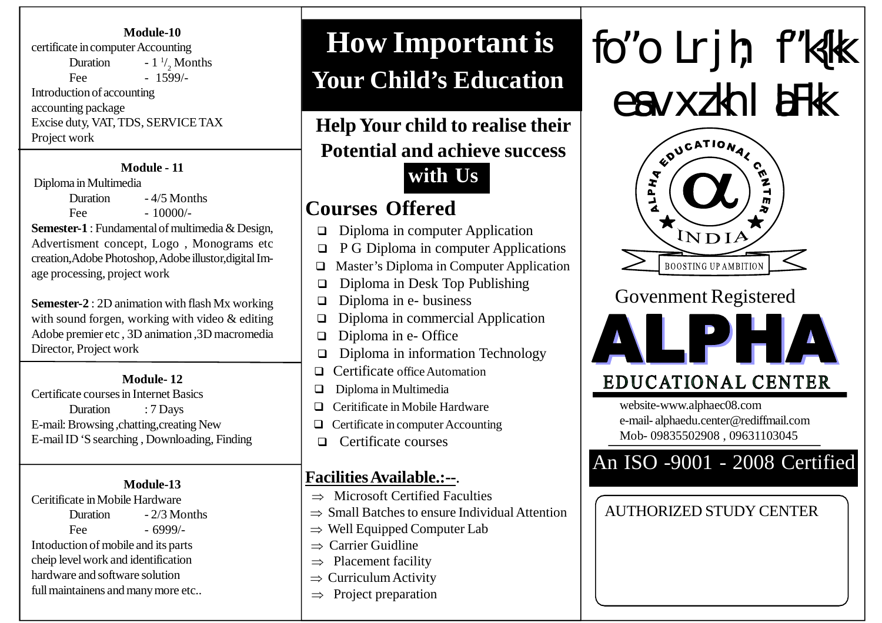**Module-10**

certificate in computer Accounting

Duration - $1\frac{1}{2}$ Months

Fee - 1599/-

Introduction of accounting

accounting package

Excise duty, VAT, TDS, SERVICE TAX

Project work

**Module - 11**

Diploma in Multimedia

Duration - 4/5 Months

Fee - 10000/-

**Semester-1** : Fundamental of multimedia & Design, Advertisment concept, Logo , Monograms etc creation,Adobe Photoshop, Adobe illustor,digital Image processing, project work

**Semester-2** : 2D animation with flash Mx working with sound forgen, working with video & editing Adobe premier etc , 3D animation ,3D macromedia Director, Project work

**Module- 12**

Certificate courses in Internet Basics

Duration : 7 Days

E-mail: Browsing ,chatting,creating New E-mail ID 'S searching , Downloading, Finding

**Module-13**

Ceritificate in Mobile Hardware

Duration - 2/3 Months

Fee - 6999/-

Intoduction of mobile and its parts

cheip level work and identification

hardware and software solution

full maintainens and many more etc..

# How Important is Your Child's Education

## Help Your child to realise their Potential and achieve success with Us

## Courses Offered

- Diploma in computer Application
- P G Diploma in computer Applications
- Master's Diploma in Computer Application
- Diploma in Desk Top Publishing
- Diploma in e- business
- Diploma in commercial Application
- Diploma in e- Office
- Diploma in information Technology
- Certificate office Automation
- Diploma in Multimedia
- Ceritificate in Mobile Hardware
- Certificate in computer Accounting
- Certificate courses

**Facilities Available.:--**.

- ⇒ Microsoft Certified Faculties
- ⇒ Small Batches to ensure Individual Attention
- ⇒ Well Equipped Computer Lab
- ⇒ Carrier Guidline
- ⇒ Placement facility
- ⇒ Curriculum Activity
- ⇒ Project preparation

fo"o Lrjh; f'k{kk esa vxz.kh laLFkk

ALPHA EDUCATIONAL CENTER INDIA

BOOSTING UP AMBITION

Govenment Registered

# ALPHA

## EDUCATIONAL CENTER

website-www.alphaec08.com

e-mail- alphaedu.center@rediffmail.com

Mob- 09835502908 , 09631103045

An ISO -9001 - 2008 Certified

AUTHORIZED STUDY CENTER